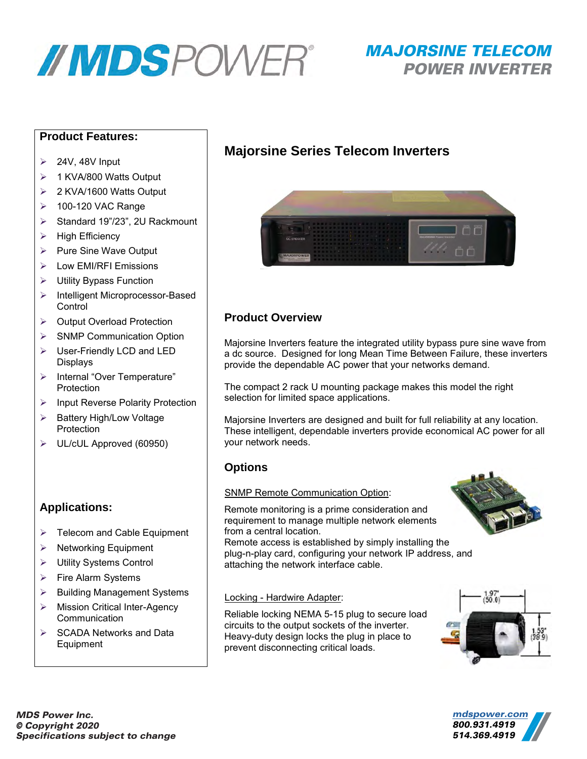# MAJORSINE TELECOM POWER INVERTER

## Product Features:

- 24V, 48V Input
- 1 KVA/800 Watts Output
- 2 KVA/1600 Watts Output
- 100-120 VAC Range
- Standard 19"/23", 2U Rackmount
- High Efficiency
- Pure Sine Wave Output
- Low EMI/RFI Emissions
- Utility Bypass Function
- Intelligent Microprocessor-Based Control
- Output Overload Protection
- SNMP Communication Option
- User-Friendly LCD and LED Displays
- Internal "Over Temperature" Protection
- Input Reverse Polarity Protection
- Battery High/Low Voltage Protection
- UL/cUL Approved (60950)

## Applications:

- Telecom and Cable Equipment
- Networking Equipment
- Utility Systems Control
- Fire Alarm Systems
- Building Management Systems
- Mission Critical Inter-Agency Communication
- SCADA Networks and Data Equipment

## Majorsine Series Telecom Inverters

### Product Overview

Majorsine Inverters feature the integrated utility bypass pure sine wave from a dc source. Designed for long Mean Time Between Failure, these inverters provide the dependable AC power that your networks demand.

The compact 2 rack U mounting package makes this model the right selection for limited space applications.

Majorsine Inverters are designed and built for full reliability at any location. These intelligent, dependable inverters provide economical AC power for all your network needs.

### Options

SNMP Remote Communication Option:

Remote monitoring is a prime consideration and requirement to manage multiple network elements from a central location.
Remote access is established by simply installing the plug-n-play card, configuring your network IP address, and attaching the network interface cable.

Locking - Hardwire Adapter:

Reliable locking NEMA 5-15 plug to secure load circuits to the output sockets of the inverter. Heavy-duty design locks the plug in place to prevent disconnecting critical loads.

1.97" (50.0)

1.53" (38.9)

*MDS Power Inc.*
*© Copyright 2020*
*Specifications subject to change*

mdspower.com
800.931.4919
514.369.4919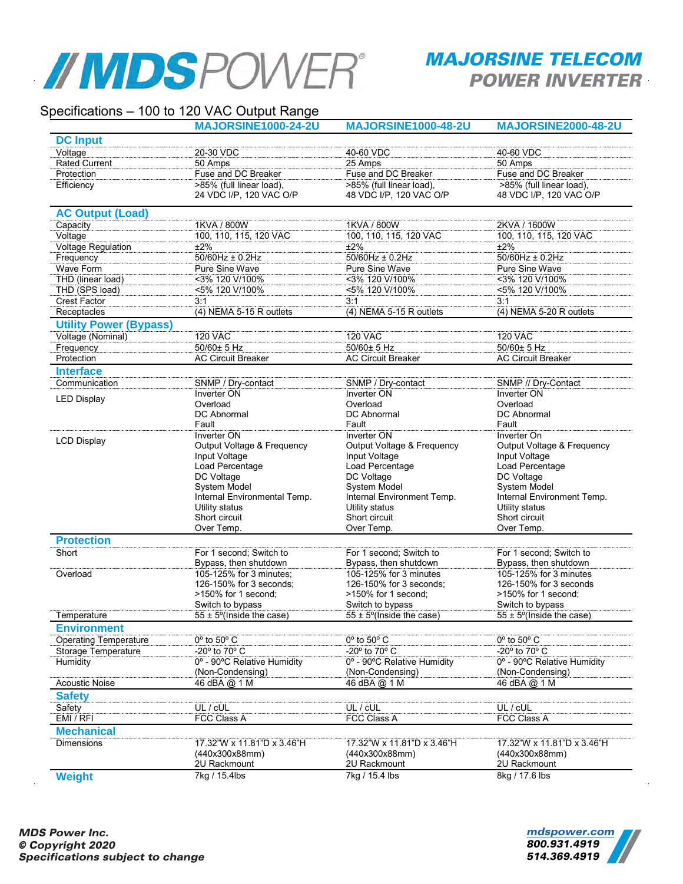# MDS POWER

## MAJORSINE TELECOM POWER INVERTER

### Specifications – 100 to 120 VAC Output Range

| | MAJORSINE1000-24-2U | MAJORSINE1000-48-2U | MAJORSINE2000-48-2U |
|---|---|---|---|
| **DC Input** | | | |
| Voltage | 20-30 VDC | 40-60 VDC | 40-60 VDC |
| Rated Current | 50 Amps | 25 Amps | 50 Amps |
| Protection | Fuse and DC Breaker | Fuse and DC Breaker | Fuse and DC Breaker |
| Efficiency | >85% (full linear load), 24 VDC I/P, 120 VAC O/P | >85% (full linear load), 48 VDC I/P, 120 VAC O/P | >85% (full linear load), 48 VDC I/P, 120 VAC O/P |
| **AC Output (Load)** | | | |
| Capacity | 1KVA / 800W | 1KVA / 800W | 2KVA / 1600W |
| Voltage | 100, 110, 115, 120 VAC | 100, 110, 115, 120 VAC | 100, 110, 115, 120 VAC |
| Voltage Regulation | ±2% | ±2% | ±2% |
| Frequency | 50/60Hz ± 0.2Hz | 50/60Hz ± 0.2Hz | 50/60Hz ± 0.2Hz |
| Wave Form | Pure Sine Wave | Pure Sine Wave | Pure Sine Wave |
| THD (linear load) | <3% 120 V/100% | <3% 120 V/100% | <3% 120 V/100% |
| THD (SPS load) | <5% 120 V/100% | <5% 120 V/100% | <5% 120 V/100% |
| Crest Factor | 3:1 | 3:1 | 3:1 |
| Receptacles | (4) NEMA 5-15 R outlets | (4) NEMA 5-15 R outlets | (4) NEMA 5-20 R outlets |
| **Utility Power (Bypass)** | | | |
| Voltage (Nominal) | 120 VAC | 120 VAC | 120 VAC |
| Frequency | 50/60± 5 Hz | 50/60± 5 Hz | 50/60± 5 Hz |
| Protection | AC Circuit Breaker | AC Circuit Breaker | AC Circuit Breaker |
| **Interface** | | | |
| Communication | SNMP / Dry-contact | SNMP / Dry-contact | SNMP // Dry-Contact |
| LED Display | Inverter ON<br>Overload<br>DC Abnormal<br>Fault | Inverter ON<br>Overload<br>DC Abnormal<br>Fault | Inverter ON<br>Overload<br>DC Abnormal<br>Fault |
| LCD Display | Inverter ON<br>Output Voltage & Frequency<br>Input Voltage<br>Load Percentage<br>DC Voltage<br>System Model<br>Internal Environmental Temp.<br>Utility status<br>Short circuit<br>Over Temp. | Inverter ON<br>Output Voltage & Frequency<br>Input Voltage<br>Load Percentage<br>DC Voltage<br>System Model<br>Internal Environment Temp.<br>Utility status<br>Short circuit<br>Over Temp. | Inverter On<br>Output Voltage & Frequency<br>Input Voltage<br>Load Percentage<br>DC Voltage<br>System Model<br>Internal Environment Temp.<br>Utility status<br>Short circuit<br>Over Temp. |
| **Protection** | | | |
| Short | For 1 second; Switch to Bypass, then shutdown | For 1 second; Switch to Bypass, then shutdown | For 1 second; Switch to Bypass, then shutdown |
| Overload | 105-125% for 3 minutes;<br>126-150% for 3 seconds;<br>>150% for 1 second;<br>Switch to bypass | 105-125% for 3 minutes<br>126-150% for 3 seconds;<br>>150% for 1 second;<br>Switch to bypass | 105-125% for 3 minutes<br>126-150% for 3 seconds<br>>150% for 1 second;<br>Switch to bypass |
| Temperature | 55 ± 5º(Inside the case) | 55 ± 5º(Inside the case) | 55 ± 5º(Inside the case) |
| **Environment** | | | |
| Operating Temperature | 0º to 50º C | 0º to 50º C | 0º to 50º C |
| Storage Temperature | -20º to 70º C | -20º to 70º C | -20º to 70º C |
| Humidity | 0º - 90ºC Relative Humidity (Non-Condensing) | 0º - 90ºC Relative Humidity (Non-Condensing) | 0º - 90ºC Relative Humidity (Non-Condensing) |
| Acoustic Noise | 46 dBA @ 1 M | 46 dBA @ 1 M | 46 dBA @ 1 M |
| **Safety** | | | |
| Safety | UL / cUL | UL / cUL | UL / cUL |
| EMI / RFI | FCC Class A | FCC Class A | FCC Class A |
| **Mechanical** | | | |
| Dimensions | 17.32"W x 11.81"D x 3.46"H (440x300x88mm) 2U Rackmount | 17.32"W x 11.81"D x 3.46"H (440x300x88mm) 2U Rackmount | 17.32"W x 11.81"D x 3.46"H (440x300x88mm) 2U Rackmount |
| **Weight** | 7kg / 15.4lbs | 7kg / 15.4 lbs | 8kg / 17.6 lbs |

***MDS Power Inc.***
***© Copyright 2020***
***Specifications subject to change***

***mdspower.com***
***800.931.4919***
***514.369.4919***